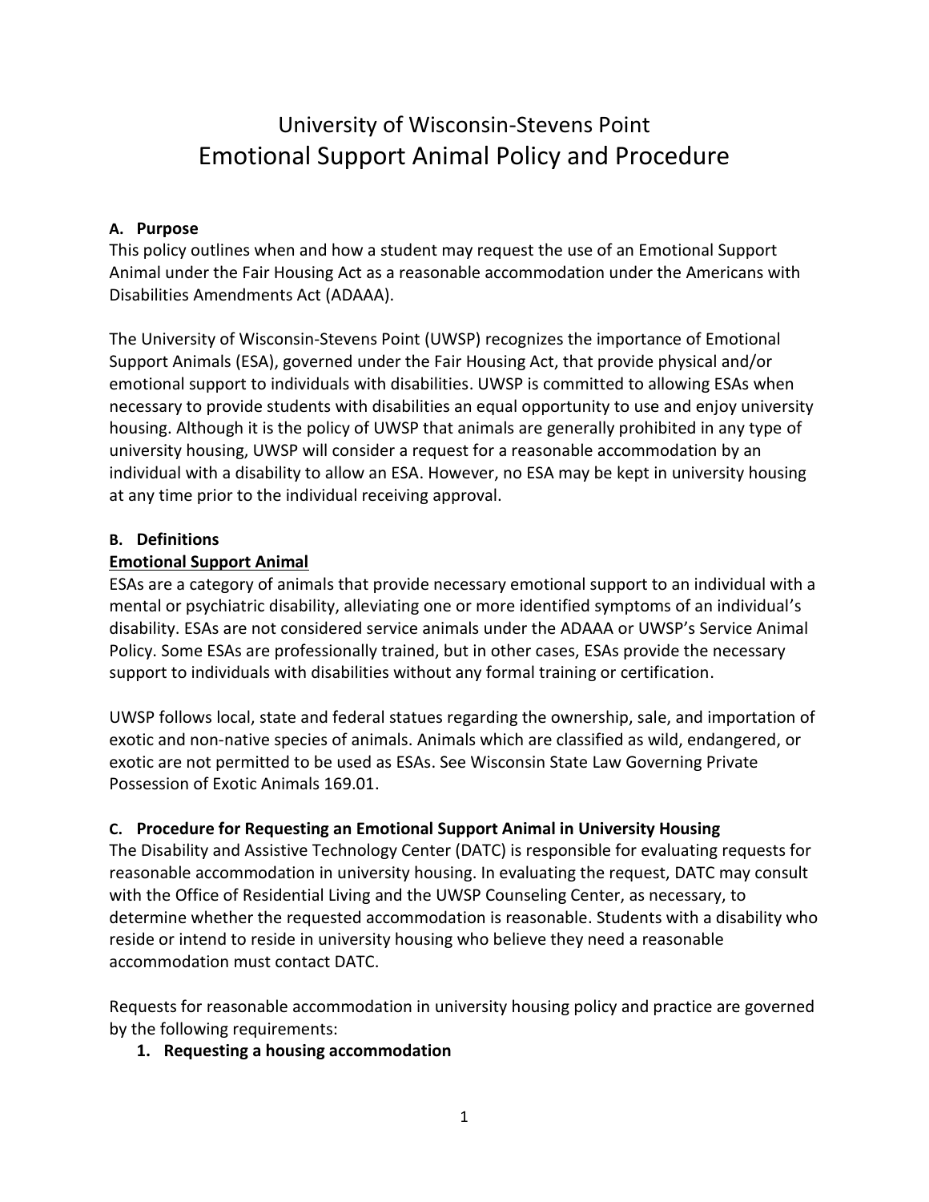# University of Wisconsin-Stevens Point
# Emotional Support Animal Policy and Procedure

**A. Purpose**

This policy outlines when and how a student may request the use of an Emotional Support Animal under the Fair Housing Act as a reasonable accommodation under the Americans with Disabilities Amendments Act (ADAAA).

The University of Wisconsin-Stevens Point (UWSP) recognizes the importance of Emotional Support Animals (ESA), governed under the Fair Housing Act, that provide physical and/or emotional support to individuals with disabilities. UWSP is committed to allowing ESAs when necessary to provide students with disabilities an equal opportunity to use and enjoy university housing. Although it is the policy of UWSP that animals are generally prohibited in any type of university housing, UWSP will consider a request for a reasonable accommodation by an individual with a disability to allow an ESA. However, no ESA may be kept in university housing at any time prior to the individual receiving approval.

**B. Definitions**

**Emotional Support Animal**

ESAs are a category of animals that provide necessary emotional support to an individual with a mental or psychiatric disability, alleviating one or more identified symptoms of an individual's disability. ESAs are not considered service animals under the ADAAA or UWSP's Service Animal Policy. Some ESAs are professionally trained, but in other cases, ESAs provide the necessary support to individuals with disabilities without any formal training or certification.

UWSP follows local, state and federal statues regarding the ownership, sale, and importation of exotic and non-native species of animals. Animals which are classified as wild, endangered, or exotic are not permitted to be used as ESAs. See Wisconsin State Law Governing Private Possession of Exotic Animals 169.01.

**C. Procedure for Requesting an Emotional Support Animal in University Housing**

The Disability and Assistive Technology Center (DATC) is responsible for evaluating requests for reasonable accommodation in university housing. In evaluating the request, DATC may consult with the Office of Residential Living and the UWSP Counseling Center, as necessary, to determine whether the requested accommodation is reasonable. Students with a disability who reside or intend to reside in university housing who believe they need a reasonable accommodation must contact DATC.

Requests for reasonable accommodation in university housing policy and practice are governed by the following requirements:

1. **Requesting a housing accommodation**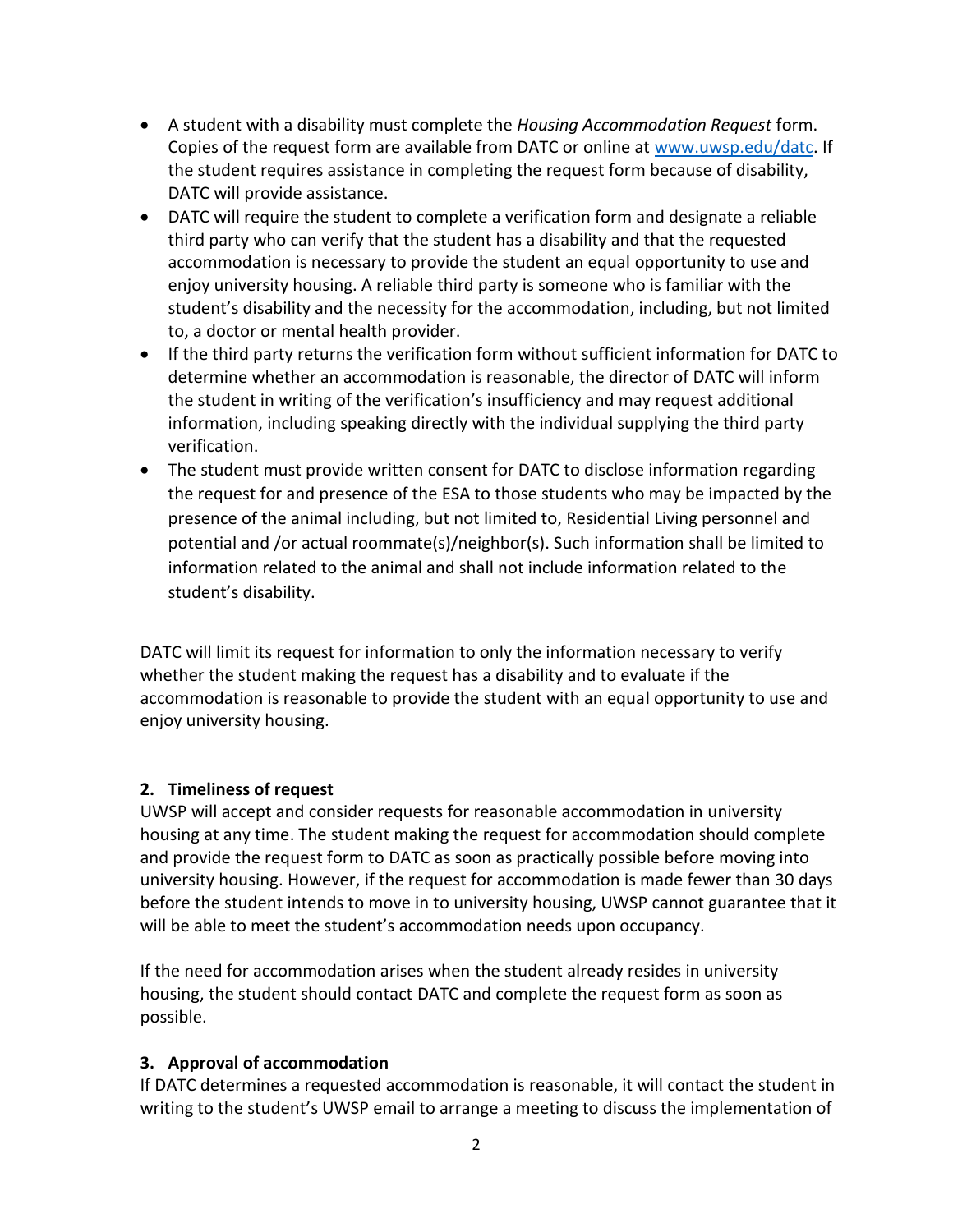- A student with a disability must complete the *Housing Accommodation Request* form. Copies of the request form are available from DATC or online at [www.uwsp.edu/datc](www.uwsp.edu/datc). If the student requires assistance in completing the request form because of disability, DATC will provide assistance.
- DATC will require the student to complete a verification form and designate a reliable third party who can verify that the student has a disability and that the requested accommodation is necessary to provide the student an equal opportunity to use and enjoy university housing. A reliable third party is someone who is familiar with the student's disability and the necessity for the accommodation, including, but not limited to, a doctor or mental health provider.
- If the third party returns the verification form without sufficient information for DATC to determine whether an accommodation is reasonable, the director of DATC will inform the student in writing of the verification's insufficiency and may request additional information, including speaking directly with the individual supplying the third party verification.
- The student must provide written consent for DATC to disclose information regarding the request for and presence of the ESA to those students who may be impacted by the presence of the animal including, but not limited to, Residential Living personnel and potential and /or actual roommate(s)/neighbor(s). Such information shall be limited to information related to the animal and shall not include information related to the student's disability.

DATC will limit its request for information to only the information necessary to verify whether the student making the request has a disability and to evaluate if the accommodation is reasonable to provide the student with an equal opportunity to use and enjoy university housing.

**2. Timeliness of request**

UWSP will accept and consider requests for reasonable accommodation in university housing at any time. The student making the request for accommodation should complete and provide the request form to DATC as soon as practically possible before moving into university housing. However, if the request for accommodation is made fewer than 30 days before the student intends to move in to university housing, UWSP cannot guarantee that it will be able to meet the student's accommodation needs upon occupancy.

If the need for accommodation arises when the student already resides in university housing, the student should contact DATC and complete the request form as soon as possible.

**3. Approval of accommodation**

If DATC determines a requested accommodation is reasonable, it will contact the student in writing to the student's UWSP email to arrange a meeting to discuss the implementation of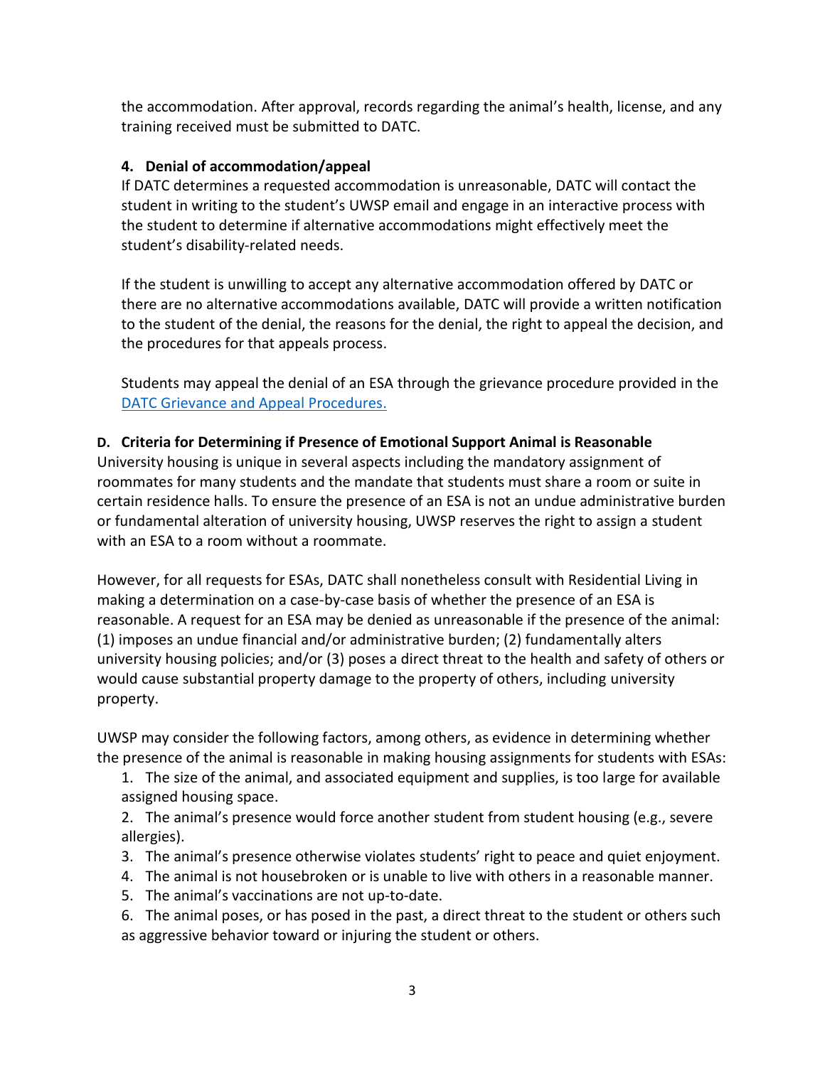the accommodation. After approval, records regarding the animal's health, license, and any training received must be submitted to DATC.

4. **Denial of accommodation/appeal**

   If DATC determines a requested accommodation is unreasonable, DATC will contact the student in writing to the student's UWSP email and engage in an interactive process with the student to determine if alternative accommodations might effectively meet the student's disability-related needs.

   If the student is unwilling to accept any alternative accommodation offered by DATC or there are no alternative accommodations available, DATC will provide a written notification to the student of the denial, the reasons for the denial, the right to appeal the decision, and the procedures for that appeals process.

   Students may appeal the denial of an ESA through the grievance procedure provided in the [DATC Grievance and Appeal Procedures.]

### D. Criteria for Determining if Presence of Emotional Support Animal is Reasonable

University housing is unique in several aspects including the mandatory assignment of roommates for many students and the mandate that students must share a room or suite in certain residence halls. To ensure the presence of an ESA is not an undue administrative burden or fundamental alteration of university housing, UWSP reserves the right to assign a student with an ESA to a room without a roommate.

However, for all requests for ESAs, DATC shall nonetheless consult with Residential Living in making a determination on a case-by-case basis of whether the presence of an ESA is reasonable. A request for an ESA may be denied as unreasonable if the presence of the animal: (1) imposes an undue financial and/or administrative burden; (2) fundamentally alters university housing policies; and/or (3) poses a direct threat to the health and safety of others or would cause substantial property damage to the property of others, including university property.

UWSP may consider the following factors, among others, as evidence in determining whether the presence of the animal is reasonable in making housing assignments for students with ESAs:

1. The size of the animal, and associated equipment and supplies, is too large for available assigned housing space.
2. The animal's presence would force another student from student housing (e.g., severe allergies).
3. The animal's presence otherwise violates students' right to peace and quiet enjoyment.
4. The animal is not housebroken or is unable to live with others in a reasonable manner.
5. The animal's vaccinations are not up-to-date.
6. The animal poses, or has posed in the past, a direct threat to the student or others such as aggressive behavior toward or injuring the student or others.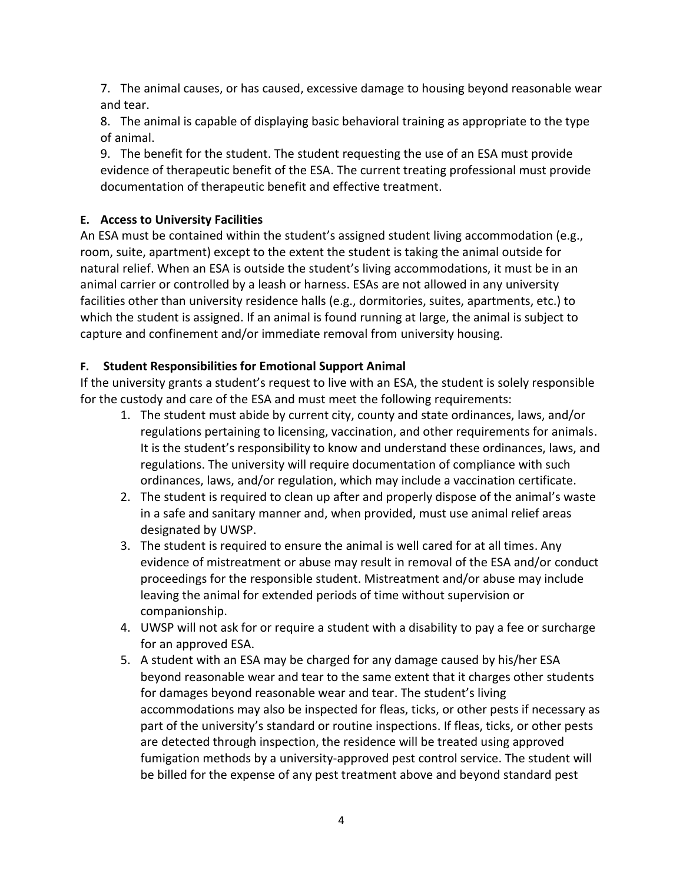7. The animal causes, or has caused, excessive damage to housing beyond reasonable wear and tear.
8. The animal is capable of displaying basic behavioral training as appropriate to the type of animal.
9. The benefit for the student. The student requesting the use of an ESA must provide evidence of therapeutic benefit of the ESA. The current treating professional must provide documentation of therapeutic benefit and effective treatment.

### E. Access to University Facilities

An ESA must be contained within the student's assigned student living accommodation (e.g., room, suite, apartment) except to the extent the student is taking the animal outside for natural relief. When an ESA is outside the student's living accommodations, it must be in an animal carrier or controlled by a leash or harness. ESAs are not allowed in any university facilities other than university residence halls (e.g., dormitories, suites, apartments, etc.) to which the student is assigned. If an animal is found running at large, the animal is subject to capture and confinement and/or immediate removal from university housing.

### F. Student Responsibilities for Emotional Support Animal

If the university grants a student's request to live with an ESA, the student is solely responsible for the custody and care of the ESA and must meet the following requirements:

1. The student must abide by current city, county and state ordinances, laws, and/or regulations pertaining to licensing, vaccination, and other requirements for animals. It is the student's responsibility to know and understand these ordinances, laws, and regulations. The university will require documentation of compliance with such ordinances, laws, and/or regulation, which may include a vaccination certificate.
2. The student is required to clean up after and properly dispose of the animal's waste in a safe and sanitary manner and, when provided, must use animal relief areas designated by UWSP.
3. The student is required to ensure the animal is well cared for at all times. Any evidence of mistreatment or abuse may result in removal of the ESA and/or conduct proceedings for the responsible student. Mistreatment and/or abuse may include leaving the animal for extended periods of time without supervision or companionship.
4. UWSP will not ask for or require a student with a disability to pay a fee or surcharge for an approved ESA.
5. A student with an ESA may be charged for any damage caused by his/her ESA beyond reasonable wear and tear to the same extent that it charges other students for damages beyond reasonable wear and tear. The student's living accommodations may also be inspected for fleas, ticks, or other pests if necessary as part of the university's standard or routine inspections. If fleas, ticks, or other pests are detected through inspection, the residence will be treated using approved fumigation methods by a university-approved pest control service. The student will be billed for the expense of any pest treatment above and beyond standard pest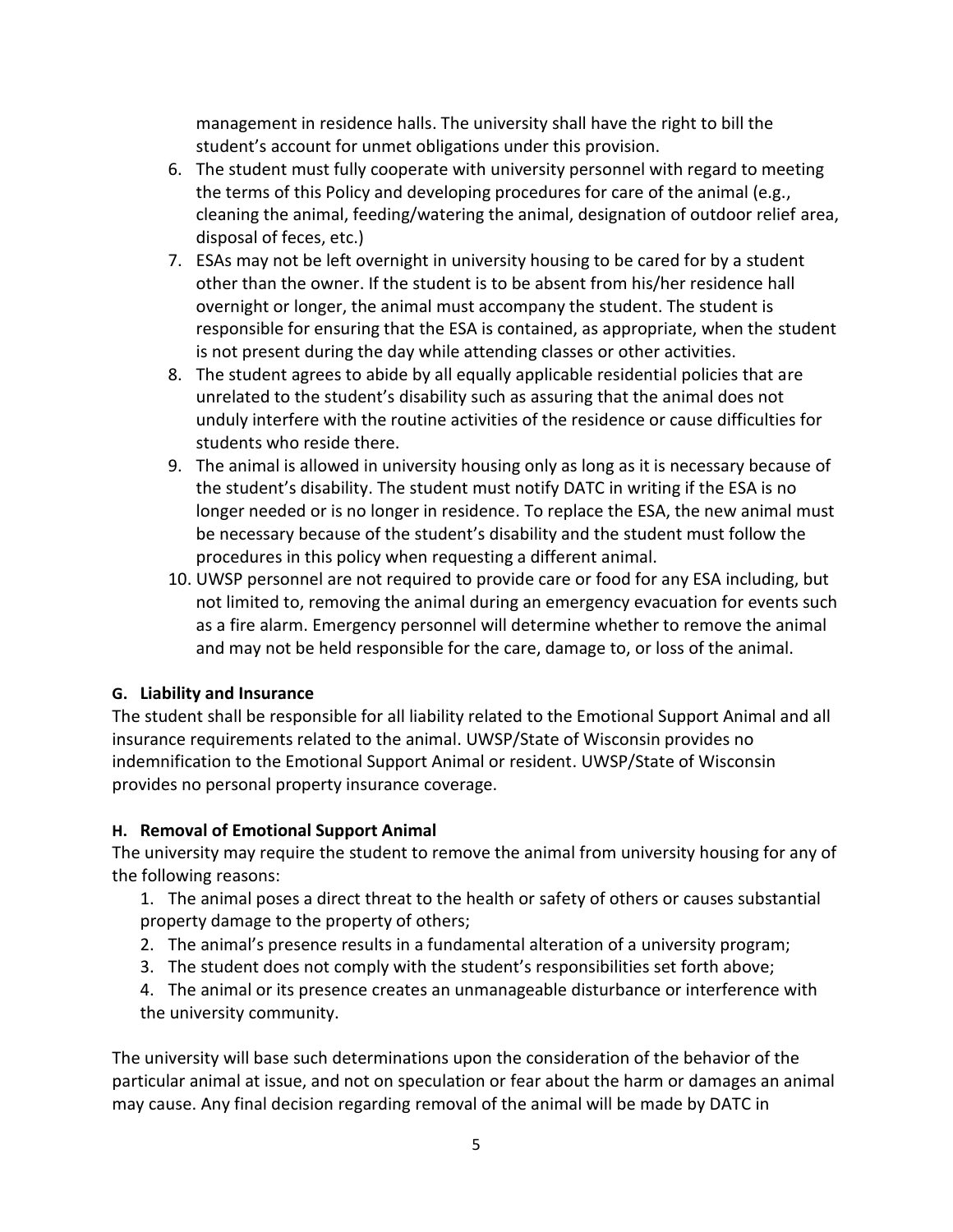management in residence halls. The university shall have the right to bill the student's account for unmet obligations under this provision.

6. The student must fully cooperate with university personnel with regard to meeting the terms of this Policy and developing procedures for care of the animal (e.g., cleaning the animal, feeding/watering the animal, designation of outdoor relief area, disposal of feces, etc.)
7. ESAs may not be left overnight in university housing to be cared for by a student other than the owner. If the student is to be absent from his/her residence hall overnight or longer, the animal must accompany the student. The student is responsible for ensuring that the ESA is contained, as appropriate, when the student is not present during the day while attending classes or other activities.
8. The student agrees to abide by all equally applicable residential policies that are unrelated to the student's disability such as assuring that the animal does not unduly interfere with the routine activities of the residence or cause difficulties for students who reside there.
9. The animal is allowed in university housing only as long as it is necessary because of the student's disability. The student must notify DATC in writing if the ESA is no longer needed or is no longer in residence. To replace the ESA, the new animal must be necessary because of the student's disability and the student must follow the procedures in this policy when requesting a different animal.
10. UWSP personnel are not required to provide care or food for any ESA including, but not limited to, removing the animal during an emergency evacuation for events such as a fire alarm. Emergency personnel will determine whether to remove the animal and may not be held responsible for the care, damage to, or loss of the animal.

### G. Liability and Insurance

The student shall be responsible for all liability related to the Emotional Support Animal and all insurance requirements related to the animal. UWSP/State of Wisconsin provides no indemnification to the Emotional Support Animal or resident. UWSP/State of Wisconsin provides no personal property insurance coverage.

### H. Removal of Emotional Support Animal

The university may require the student to remove the animal from university housing for any of the following reasons:

1. The animal poses a direct threat to the health or safety of others or causes substantial property damage to the property of others;
2. The animal's presence results in a fundamental alteration of a university program;
3. The student does not comply with the student's responsibilities set forth above;
4. The animal or its presence creates an unmanageable disturbance or interference with the university community.

The university will base such determinations upon the consideration of the behavior of the particular animal at issue, and not on speculation or fear about the harm or damages an animal may cause. Any final decision regarding removal of the animal will be made by DATC in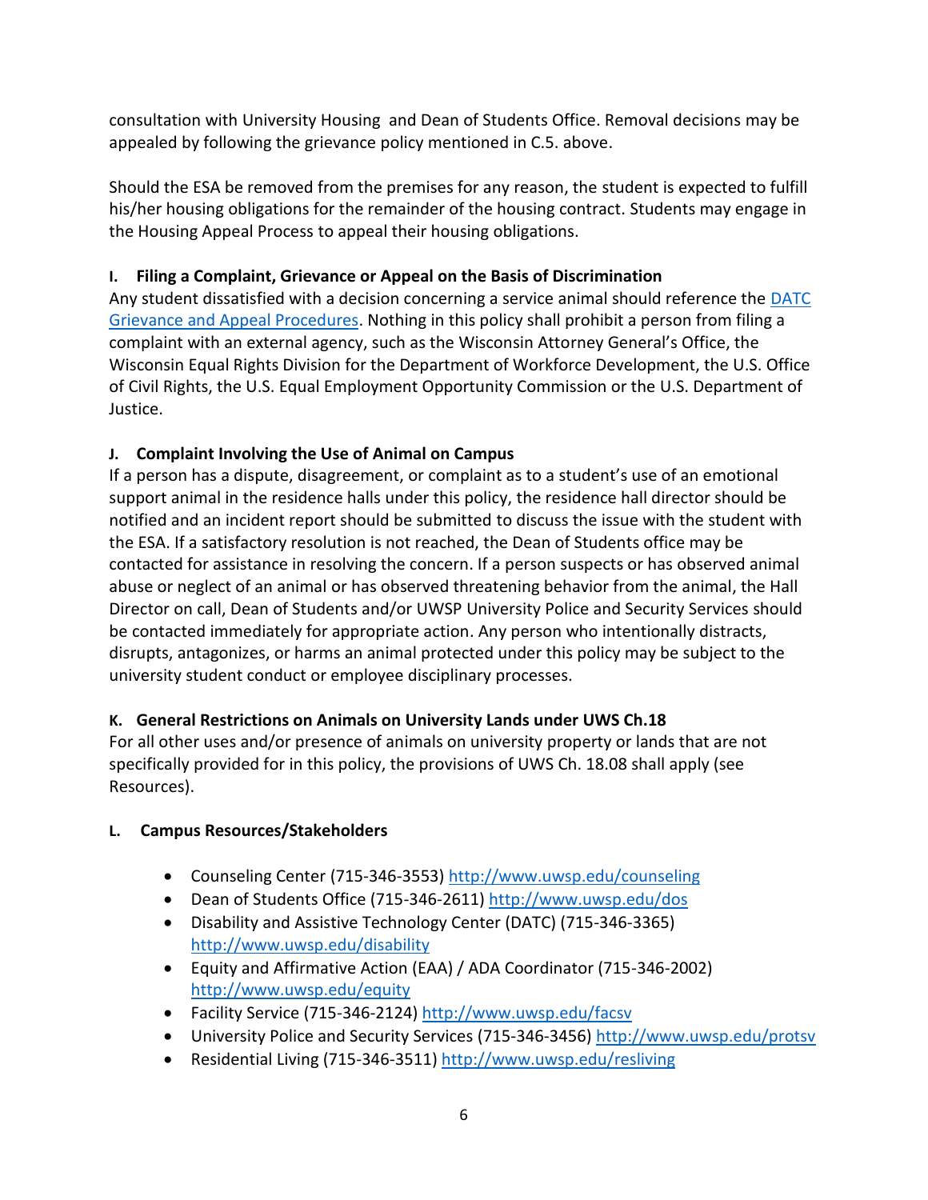consultation with University Housing and Dean of Students Office. Removal decisions may be appealed by following the grievance policy mentioned in C.5. above.

Should the ESA be removed from the premises for any reason, the student is expected to fulfill his/her housing obligations for the remainder of the housing contract. Students may engage in the Housing Appeal Process to appeal their housing obligations.

### I. Filing a Complaint, Grievance or Appeal on the Basis of Discrimination

Any student dissatisfied with a decision concerning a service animal should reference the [DATC Grievance and Appeal Procedures](). Nothing in this policy shall prohibit a person from filing a complaint with an external agency, such as the Wisconsin Attorney General's Office, the Wisconsin Equal Rights Division for the Department of Workforce Development, the U.S. Office of Civil Rights, the U.S. Equal Employment Opportunity Commission or the U.S. Department of Justice.

### J. Complaint Involving the Use of Animal on Campus

If a person has a dispute, disagreement, or complaint as to a student's use of an emotional support animal in the residence halls under this policy, the residence hall director should be notified and an incident report should be submitted to discuss the issue with the student with the ESA. If a satisfactory resolution is not reached, the Dean of Students office may be contacted for assistance in resolving the concern. If a person suspects or has observed animal abuse or neglect of an animal or has observed threatening behavior from the animal, the Hall Director on call, Dean of Students and/or UWSP University Police and Security Services should be contacted immediately for appropriate action. Any person who intentionally distracts, disrupts, antagonizes, or harms an animal protected under this policy may be subject to the university student conduct or employee disciplinary processes.

### K. General Restrictions on Animals on University Lands under UWS Ch.18

For all other uses and/or presence of animals on university property or lands that are not specifically provided for in this policy, the provisions of UWS Ch. 18.08 shall apply (see Resources).

### L. Campus Resources/Stakeholders

- Counseling Center (715-346-3553) http://www.uwsp.edu/counseling
- Dean of Students Office (715-346-2611) http://www.uwsp.edu/dos
- Disability and Assistive Technology Center (DATC) (715-346-3365) http://www.uwsp.edu/disability
- Equity and Affirmative Action (EAA) / ADA Coordinator (715-346-2002) http://www.uwsp.edu/equity
- Facility Service (715-346-2124) http://www.uwsp.edu/facsv
- University Police and Security Services (715-346-3456) http://www.uwsp.edu/protsv
- Residential Living (715-346-3511) http://www.uwsp.edu/resliving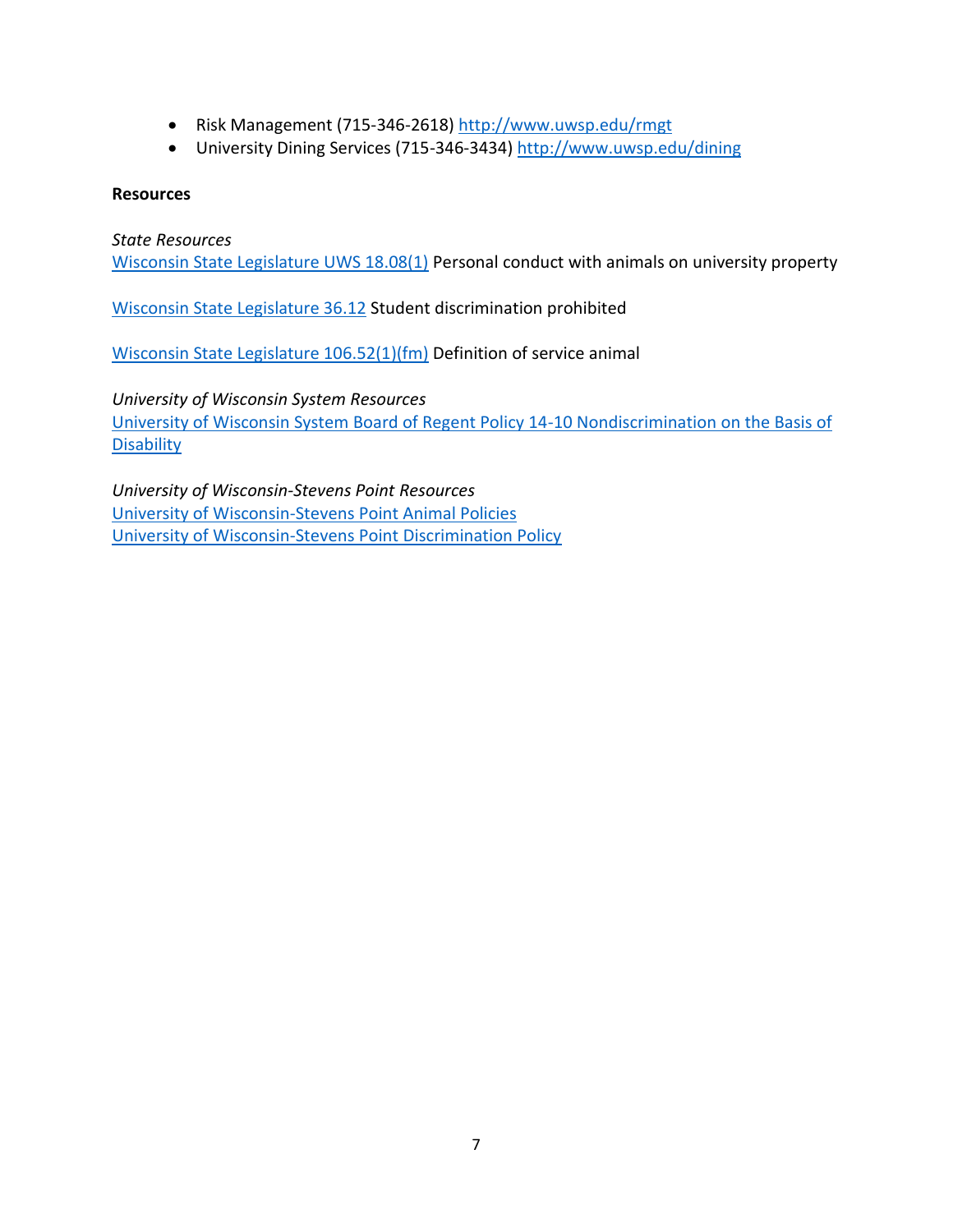- Risk Management (715-346-2618) http://www.uwsp.edu/rmgt
- University Dining Services (715-346-3434) http://www.uwsp.edu/dining

**Resources**

*State Resources*
Wisconsin State Legislature UWS 18.08(1) Personal conduct with animals on university property

Wisconsin State Legislature 36.12 Student discrimination prohibited

Wisconsin State Legislature 106.52(1)(fm) Definition of service animal

*University of Wisconsin System Resources*
University of Wisconsin System Board of Regent Policy 14-10 Nondiscrimination on the Basis of Disability

*University of Wisconsin-Stevens Point Resources*
University of Wisconsin-Stevens Point Animal Policies
University of Wisconsin-Stevens Point Discrimination Policy